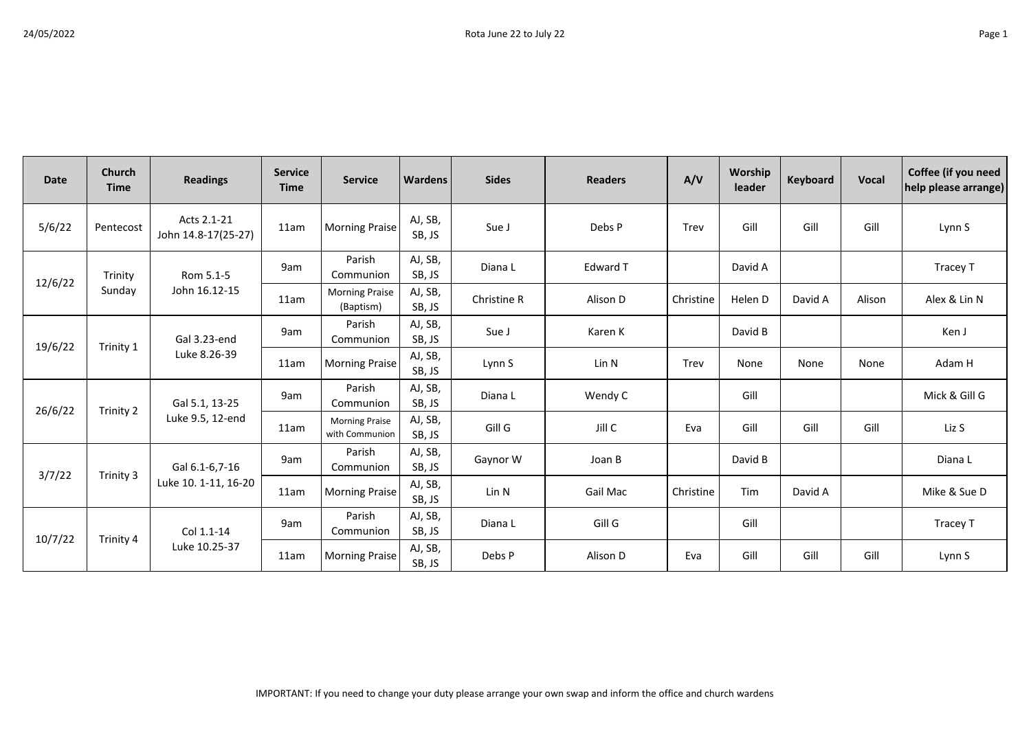| Date | Church Time | Readings | Service Time | Service | Wardens | Sides | Readers | A/V | Worship leader | Keyboard | Vocal | Coffee (if you need help please arrange) |
|---|---|---|---|---|---|---|---|---|---|---|---|---|
| 5/6/22 | Pentecost | Acts 2.1-21 John 14.8-17(25-27) | 11am | Morning Praise | AJ, SB, SB, JS | Sue J | Debs P | Trev | Gill | Gill | Gill | Lynn S |
| 12/6/22 | Trinity Sunday | Rom 5.1-5 John 16.12-15 | 9am | Parish Communion | AJ, SB, SB, JS | Diana L | Edward T | | David A | | | Tracey T |
| | | | 11am | Morning Praise (Baptism) | AJ, SB, SB, JS | Christine R | Alison D | Christine | Helen D | David A | Alison | Alex & Lin N |
| 19/6/22 | Trinity 1 | Gal 3.23-end Luke 8.26-39 | 9am | Parish Communion | AJ, SB, SB, JS | Sue J | Karen K | | David B | | | Ken J |
| | | | 11am | Morning Praise | AJ, SB, SB, JS | Lynn S | Lin N | Trev | None | None | None | Adam H |
| 26/6/22 | Trinity 2 | Gal 5.1, 13-25 Luke 9.5, 12-end | 9am | Parish Communion | AJ, SB, SB, JS | Diana L | Wendy C | | Gill | | | Mick & Gill G |
| | | | 11am | Morning Praise with Communion | AJ, SB, SB, JS | Gill G | Jill C | Eva | Gill | Gill | Gill | Liz S |
| 3/7/22 | Trinity 3 | Gal 6.1-6,7-16 Luke 10. 1-11, 16-20 | 9am | Parish Communion | AJ, SB, SB, JS | Gaynor W | Joan B | | David B | | | Diana L |
| | | | 11am | Morning Praise | AJ, SB, SB, JS | Lin N | Gail Mac | Christine | Tim | David A | | Mike & Sue D |
| 10/7/22 | Trinity 4 | Col 1.1-14 Luke 10.25-37 | 9am | Parish Communion | AJ, SB, SB, JS | Diana L | Gill G | | Gill | | | Tracey T |
| | | | 11am | Morning Praise | AJ, SB, SB, JS | Debs P | Alison D | Eva | Gill | Gill | Gill | Lynn S |

IMPORTANT: If you need to change your duty please arrange your own swap and inform the office and church wardens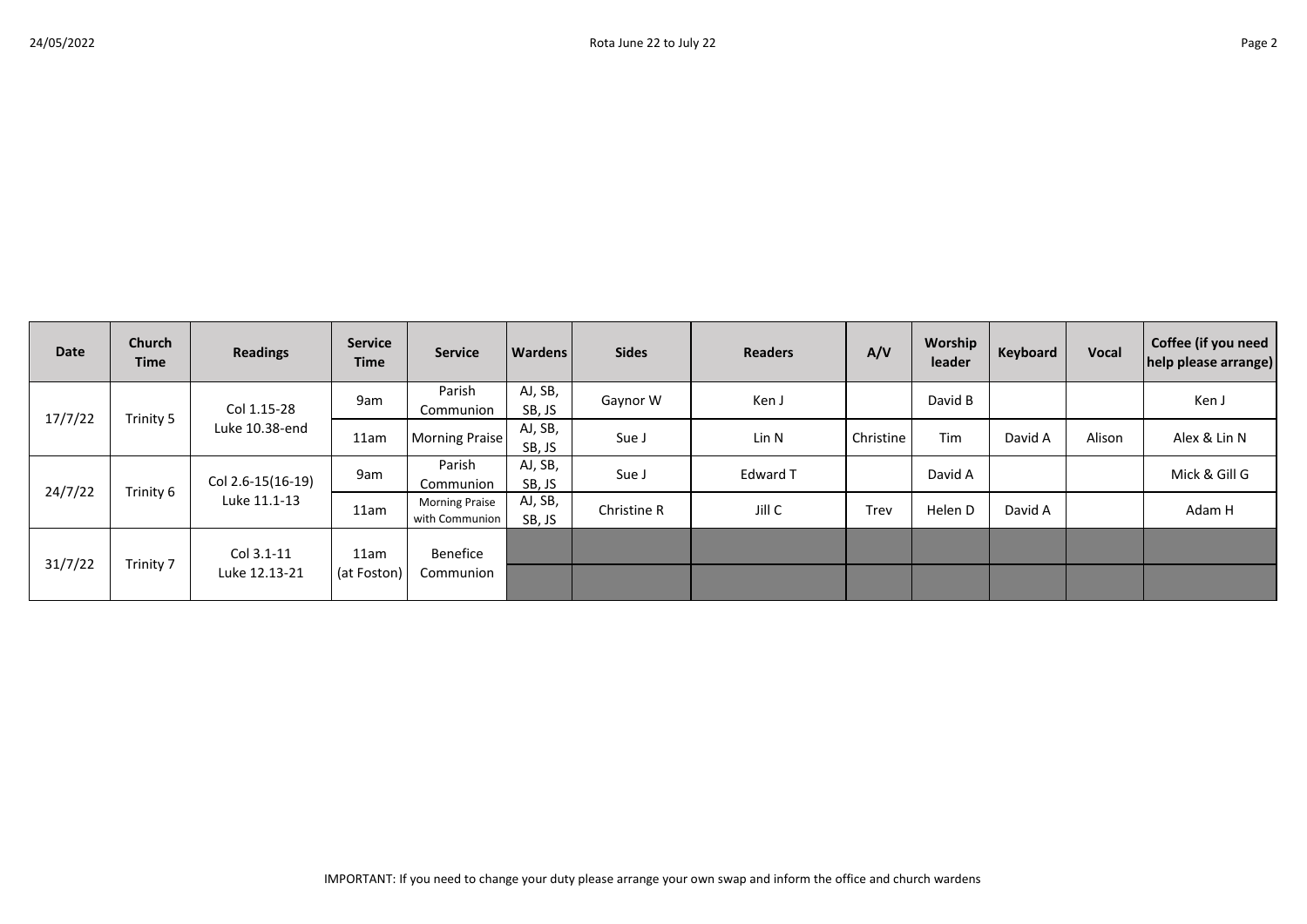| Date | Church Time | Readings | Service Time | Service | Wardens | Sides | Readers | A/V | Worship leader | Keyboard | Vocal | Coffee (if you need help please arrange) |
|---|---|---|---|---|---|---|---|---|---|---|---|---|
| 17/7/22 | Trinity 5 | Col 1.15-28<br>Luke 10.38-end | 9am | Parish Communion | AJ, SB, SB, JS | Gaynor W | Ken J | | David B | | | Ken J |
| | | | 11am | Morning Praise | AJ, SB, SB, JS | Sue J | Lin N | Christine | Tim | David A | Alison | Alex & Lin N |
| 24/7/22 | Trinity 6 | Col 2.6-15(16-19)<br>Luke 11.1-13 | 9am | Parish Communion | AJ, SB, SB, JS | Sue J | Edward T | | David A | | | Mick & Gill G |
| | | | 11am | Morning Praise with Communion | AJ, SB, SB, JS | Christine R | Jill C | Trev | Helen D | David A | | Adam H |
| 31/7/22 | Trinity 7 | Col 3.1-11<br>Luke 12.13-21 | 11am (at Foston) | Benefice Communion | | | | | | | | |

IMPORTANT: If you need to change your duty please arrange your own swap and inform the office and church wardens